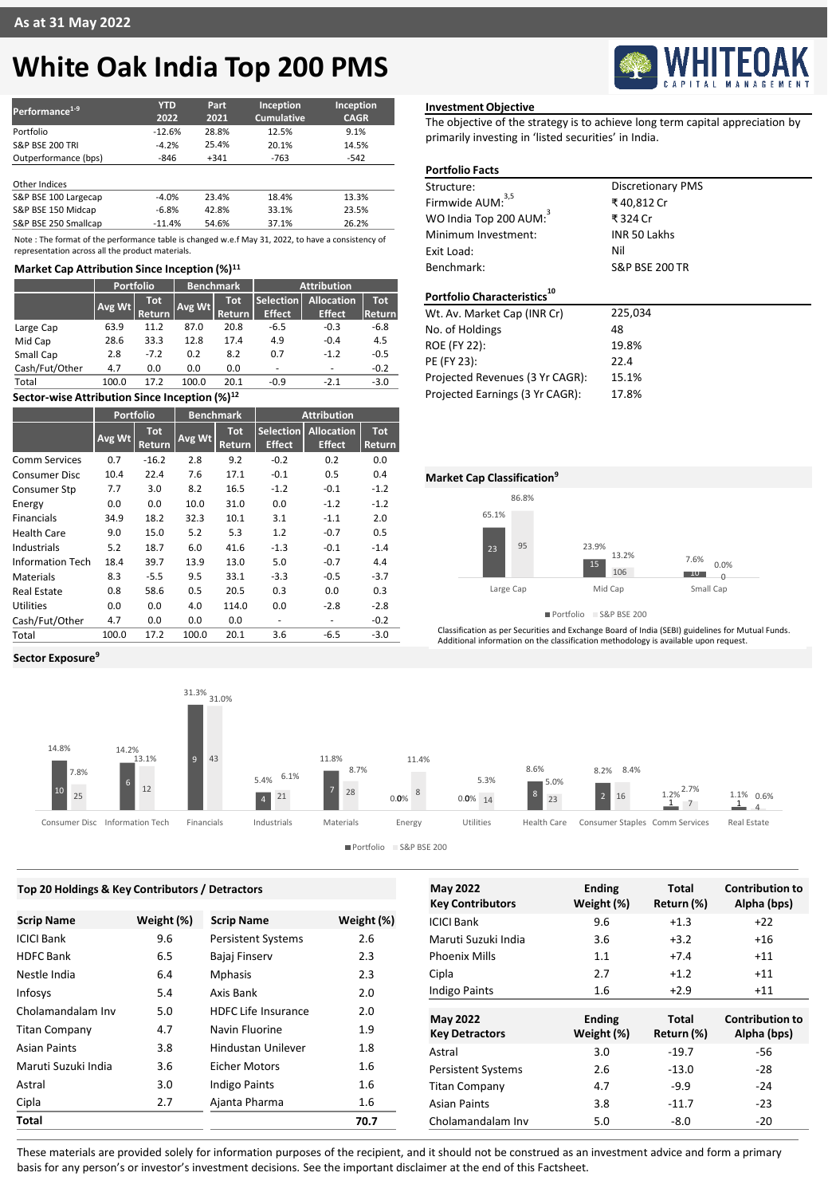As at 31 May 2022

# White Oak India Top 200 PMS

| Performance[1-9] | YTD 2022 | Part 2021 | Inception Cumulative | Inception CAGR |
|---|---|---|---|---|
| Portfolio | -12.6% | 28.8% | 12.5% | 9.1% |
| S&P BSE 200 TRI | -4.2% | 25.4% | 20.1% | 14.5% |
| Outperformance (bps) | -846 | +341 | -763 | -542 |
| Other Indices | | | | |
| S&P BSE 100 Largecap | -4.0% | 23.4% | 18.4% | 13.3% |
| S&P BSE 150 Midcap | -6.8% | 42.8% | 33.1% | 23.5% |
| S&P BSE 250 Smallcap | -11.4% | 54.6% | 37.1% | 26.2% |

Note : The format of the performance table is changed w.e.f May 31, 2022, to have a consistency of representation across all the product materials.

## Investment Objective

The objective of the strategy is to achieve long term capital appreciation by primarily investing in 'listed securities' in India.

## Portfolio Facts

| | |
|---|---|
| Structure: | Discretionary PMS |
| Firmwide AUM:[3,5] | ₹ 40,812 Cr |
| WO India Top 200 AUM:[3] | ₹ 324 Cr |
| Minimum Investment: | INR 50 Lakhs |
| Exit Load: | Nil |
| Benchmark: | S&P BSE 200 TR |

## Portfolio Characteristics[10]

| | |
|---|---|
| Wt. Av. Market Cap (INR Cr) | 225,034 |
| No. of Holdings | 48 |
| ROE (FY 22): | 19.8% |
| PE (FY 23): | 22.4 |
| Projected Revenues (3 Yr CAGR): | 15.1% |
| Projected Earnings (3 Yr CAGR): | 17.8% |

## Market Cap Attribution Since Inception (%)[11]

| | Portfolio | | Benchmark | | Attribution | | |
|---|---|---|---|---|---|---|---|
| | Avg Wt | Tot Return | Avg Wt | Tot Return | Selection Effect | Allocation Effect | Tot Return |
| Large Cap | 63.9 | 11.2 | 87.0 | 20.8 | -6.5 | -0.3 | -6.8 |
| Mid Cap | 28.6 | 33.3 | 12.8 | 17.4 | 4.9 | -0.4 | 4.5 |
| Small Cap | 2.8 | -7.2 | 0.2 | 8.2 | 0.7 | -1.2 | -0.5 |
| Cash/Fut/Other | 4.7 | 0.0 | 0.0 | 0.0 | - | - | -0.2 |
| Total | 100.0 | 17.2 | 100.0 | 20.1 | -0.9 | -2.1 | -3.0 |

## Sector-wise Attribution Since Inception (%)[12]

| | Portfolio | | Benchmark | | Attribution | | |
|---|---|---|---|---|---|---|---|
| | Avg Wt | Tot Return | Avg Wt | Tot Return | Selection Effect | Allocation Effect | Tot Return |
| Comm Services | 0.7 | -16.2 | 2.8 | 9.2 | -0.2 | 0.2 | 0.0 |
| Consumer Disc | 10.4 | 22.4 | 7.6 | 17.1 | -0.1 | 0.5 | 0.4 |
| Consumer Stp | 7.7 | 3.0 | 8.2 | 16.5 | -1.2 | -0.1 | -1.2 |
| Energy | 0.0 | 0.0 | 10.0 | 31.0 | 0.0 | -1.2 | -1.2 |
| Financials | 34.9 | 18.2 | 32.3 | 10.1 | 3.1 | -1.1 | 2.0 |
| Health Care | 9.0 | 15.0 | 5.2 | 5.3 | 1.2 | -0.7 | 0.5 |
| Industrials | 5.2 | 18.7 | 6.0 | 41.6 | -1.3 | -0.1 | -1.4 |
| Information Tech | 18.4 | 39.7 | 13.9 | 13.0 | 5.0 | -0.7 | 4.4 |
| Materials | 8.3 | -5.5 | 9.5 | 33.1 | -3.3 | -0.5 | -3.7 |
| Real Estate | 0.8 | 58.6 | 0.5 | 20.5 | 0.3 | 0.0 | 0.3 |
| Utilities | 0.0 | 0.0 | 4.0 | 114.0 | 0.0 | -2.8 | -2.8 |
| Cash/Fut/Other | 4.7 | 0.0 | 0.0 | 0.0 | - | - | -0.2 |
| Total | 100.0 | 17.2 | 100.0 | 20.1 | 3.6 | -6.5 | -3.0 |

## Market Cap Classification[9]

| | Portfolio | No. of stocks (Portfolio) | S&P BSE 200 | No. of stocks (S&P BSE 200) |
|---|---|---|---|---|
| Large Cap | 65.1% | 23 | 86.8% | 95 |
| Mid Cap | 23.9% | 15 | 13.2% | 106 |
| Small Cap | 7.6% | 10 | 0.0% | 0 |

Classification as per Securities and Exchange Board of India (SEBI) guidelines for Mutual Funds. Additional information on the classification methodology is available upon request.

## Sector Exposure[9]

| Sector | Portfolio | No. of stocks (Portfolio) | S&P BSE 200 | No. of stocks (S&P BSE 200) |
|---|---|---|---|---|
| Consumer Disc | 14.8% | 10 | 7.8% | 25 |
| Information Tech | 14.2% | 6 | 13.1% | 12 |
| Financials | 31.3% | 9 | 31.0% | 43 |
| Industrials | 5.4% | 4 | 6.1% | 21 |
| Materials | 11.8% | 7 | 8.7% | 28 |
| Energy | 0.0% | | 11.4% | 8 |
| Utilities | 0.0% | | 5.3% | 14 |
| Health Care | 8.6% | 8 | 5.0% | 23 |
| Consumer Staples | 8.2% | 2 | 8.4% | 16 |
| Comm Services | 1.2% | 1 | 2.7% | 7 |
| Real Estate | 1.1% | 1 | 0.6% | 4 |

## Top 20 Holdings & Key Contributors / Detractors

| Scrip Name | Weight (%) | Scrip Name | Weight (%) |
|---|---|---|---|
| ICICI Bank | 9.6 | Persistent Systems | 2.6 |
| HDFC Bank | 6.5 | Bajaj Finserv | 2.3 |
| Nestle India | 6.4 | Mphasis | 2.3 |
| Infosys | 5.4 | Axis Bank | 2.0 |
| Cholamandalam Inv | 5.0 | HDFC Life Insurance | 2.0 |
| Titan Company | 4.7 | Navin Fluorine | 1.9 |
| Asian Paints | 3.8 | Hindustan Unilever | 1.8 |
| Maruti Suzuki India | 3.6 | Eicher Motors | 1.6 |
| Astral | 3.0 | Indigo Paints | 1.6 |
| Cipla | 2.7 | Ajanta Pharma | 1.6 |
| **Total** | | | **70.7** |

| May 2022 Key Contributors | Ending Weight (%) | Total Return (%) | Contribution to Alpha (bps) |
|---|---|---|---|
| ICICI Bank | 9.6 | +1.3 | +22 |
| Maruti Suzuki India | 3.6 | +3.2 | +16 |
| Phoenix Mills | 1.1 | +7.4 | +11 |
| Cipla | 2.7 | +1.2 | +11 |
| Indigo Paints | 1.6 | +2.9 | +11 |

| May 2022 Key Detractors | Ending Weight (%) | Total Return (%) | Contribution to Alpha (bps) |
|---|---|---|---|
| Astral | 3.0 | -19.7 | -56 |
| Persistent Systems | 2.6 | -13.0 | -28 |
| Titan Company | 4.7 | -9.9 | -24 |
| Asian Paints | 3.8 | -11.7 | -23 |
| Cholamandalam Inv | 5.0 | -8.0 | -20 |

These materials are provided solely for information purposes of the recipient, and it should not be construed as an investment advice and form a primary basis for any person's or investor's investment decisions. See the important disclaimer at the end of this Factsheet.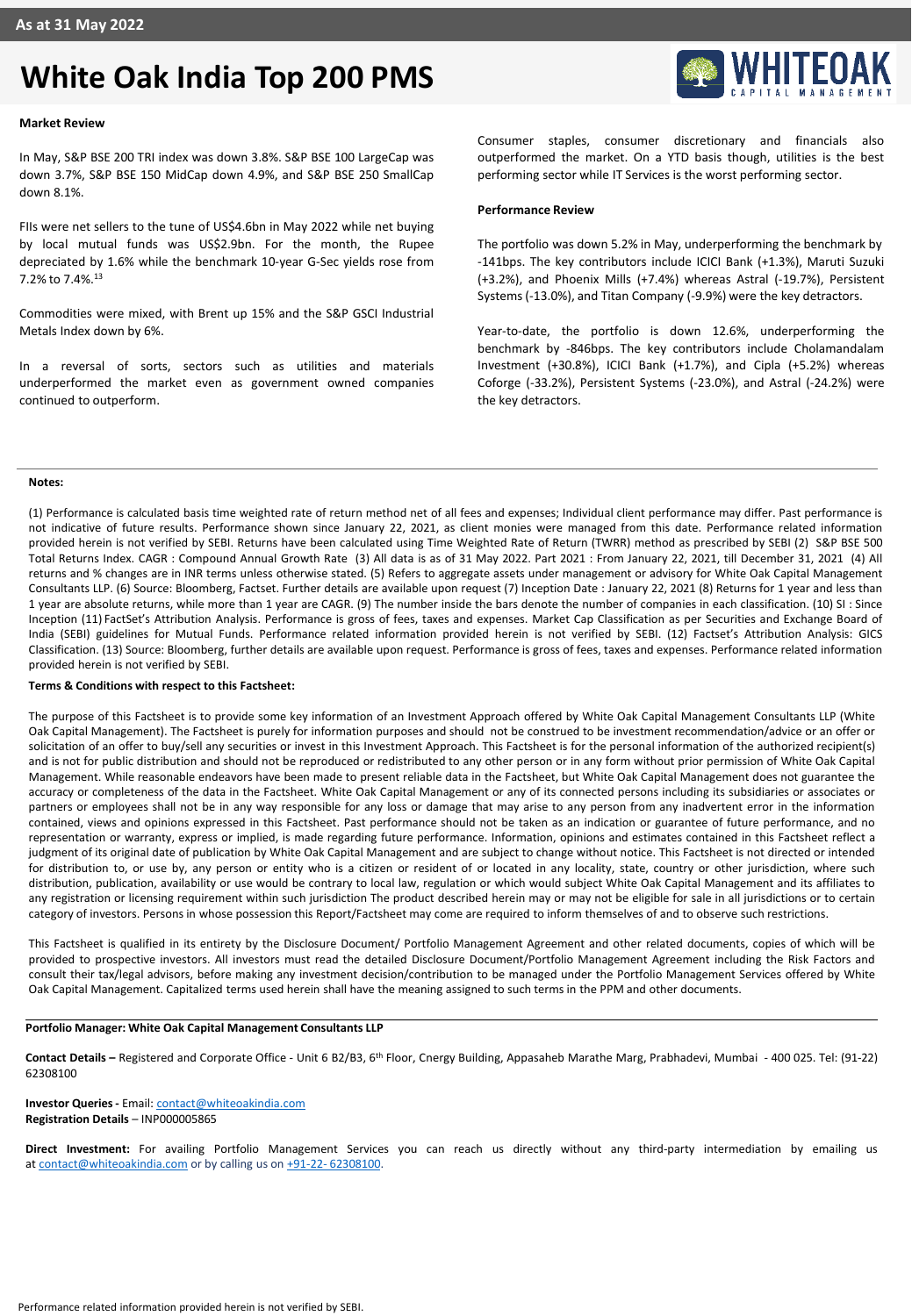As at 31 May 2022

# White Oak India Top 200 PMS

### Market Review

In May, S&P BSE 200 TRI index was down 3.8%. S&P BSE 100 LargeCap was down 3.7%, S&P BSE 150 MidCap down 4.9%, and S&P BSE 250 SmallCap down 8.1%.

FIIs were net sellers to the tune of US$4.6bn in May 2022 while net buying by local mutual funds was US$2.9bn. For the month, the Rupee depreciated by 1.6% while the benchmark 10-year G-Sec yields rose from 7.2% to 7.4%.[13]

Commodities were mixed, with Brent up 15% and the S&P GSCI Industrial Metals Index down by 6%.

In a reversal of sorts, sectors such as utilities and materials underperformed the market even as government owned companies continued to outperform.

Consumer staples, consumer discretionary and financials also outperformed the market. On a YTD basis though, utilities is the best performing sector while IT Services is the worst performing sector.

### Performance Review

The portfolio was down 5.2% in May, underperforming the benchmark by -141bps. The key contributors include ICICI Bank (+1.3%), Maruti Suzuki (+3.2%), and Phoenix Mills (+7.4%) whereas Astral (-19.7%), Persistent Systems (-13.0%), and Titan Company (-9.9%) were the key detractors.

Year-to-date, the portfolio is down 12.6%, underperforming the benchmark by -846bps. The key contributors include Cholamandalam Investment (+30.8%), ICICI Bank (+1.7%), and Cipla (+5.2%) whereas Coforge (-33.2%), Persistent Systems (-23.0%), and Astral (-24.2%) were the key detractors.

**Notes:**

(1) Performance is calculated basis time weighted rate of return method net of all fees and expenses; Individual client performance may differ. Past performance is not indicative of future results. Performance shown since January 22, 2021, as client monies were managed from this date. Performance related information provided herein is not verified by SEBI. Returns have been calculated using Time Weighted Rate of Return (TWRR) method as prescribed by SEBI (2) S&P BSE 500 Total Returns Index. CAGR : Compound Annual Growth Rate (3) All data is as of 31 May 2022. Part 2021 : From January 22, 2021, till December 31, 2021 (4) All returns and % changes are in INR terms unless otherwise stated. (5) Refers to aggregate assets under management or advisory for White Oak Capital Management Consultants LLP. (6) Source: Bloomberg, Factset. Further details are available upon request (7) Inception Date : January 22, 2021 (8) Returns for 1 year and less than 1 year are absolute returns, while more than 1 year are CAGR. (9) The number inside the bars denote the number of companies in each classification. (10) SI : Since Inception (11) FactSet's Attribution Analysis. Performance is gross of fees, taxes and expenses. Market Cap Classification as per Securities and Exchange Board of India (SEBI) guidelines for Mutual Funds. Performance related information provided herein is not verified by SEBI. (12) Factset's Attribution Analysis: GICS Classification. (13) Source: Bloomberg, further details are available upon request. Performance is gross of fees, taxes and expenses. Performance related information provided herein is not verified by SEBI.

**Terms & Conditions with respect to this Factsheet:**

The purpose of this Factsheet is to provide some key information of an Investment Approach offered by White Oak Capital Management Consultants LLP (White Oak Capital Management). The Factsheet is purely for information purposes and should not be construed to be investment recommendation/advice or an offer or solicitation of an offer to buy/sell any securities or invest in this Investment Approach. This Factsheet is for the personal information of the authorized recipient(s) and is not for public distribution and should not be reproduced or redistributed to any other person or in any form without prior permission of White Oak Capital Management. While reasonable endeavors have been made to present reliable data in the Factsheet, but White Oak Capital Management does not guarantee the accuracy or completeness of the data in the Factsheet. White Oak Capital Management or any of its connected persons including its subsidiaries or associates or partners or employees shall not be in any way responsible for any loss or damage that may arise to any person from any inadvertent error in the information contained, views and opinions expressed in this Factsheet. Past performance should not be taken as an indication or guarantee of future performance, and no representation or warranty, express or implied, is made regarding future performance. Information, opinions and estimates contained in this Factsheet reflect a judgment of its original date of publication by White Oak Capital Management and are subject to change without notice. This Factsheet is not directed or intended for distribution to, or use by, any person or entity who is a citizen or resident of or located in any locality, state, country or other jurisdiction, where such distribution, publication, availability or use would be contrary to local law, regulation or which would subject White Oak Capital Management and its affiliates to any registration or licensing requirement within such jurisdiction The product described herein may or may not be eligible for sale in all jurisdictions or to certain category of investors. Persons in whose possession this Report/Factsheet may come are required to inform themselves of and to observe such restrictions.

This Factsheet is qualified in its entirety by the Disclosure Document/ Portfolio Management Agreement and other related documents, copies of which will be provided to prospective investors. All investors must read the detailed Disclosure Document/Portfolio Management Agreement including the Risk Factors and consult their tax/legal advisors, before making any investment decision/contribution to be managed under the Portfolio Management Services offered by White Oak Capital Management. Capitalized terms used herein shall have the meaning assigned to such terms in the PPM and other documents.

**Portfolio Manager: White Oak Capital Management Consultants LLP**

**Contact Details –** Registered and Corporate Office - Unit 6 B2/B3, 6th Floor, Cnergy Building, Appasaheb Marathe Marg, Prabhadevi, Mumbai - 400 025. Tel: (91-22) 62308100

**Investor Queries -** Email: contact@whiteoakindia.com
**Registration Details** – INP000005865

**Direct Investment:** For availing Portfolio Management Services you can reach us directly without any third-party intermediation by emailing us at contact@whiteoakindia.com or by calling us on +91-22- 62308100.

Performance related information provided herein is not verified by SEBI.